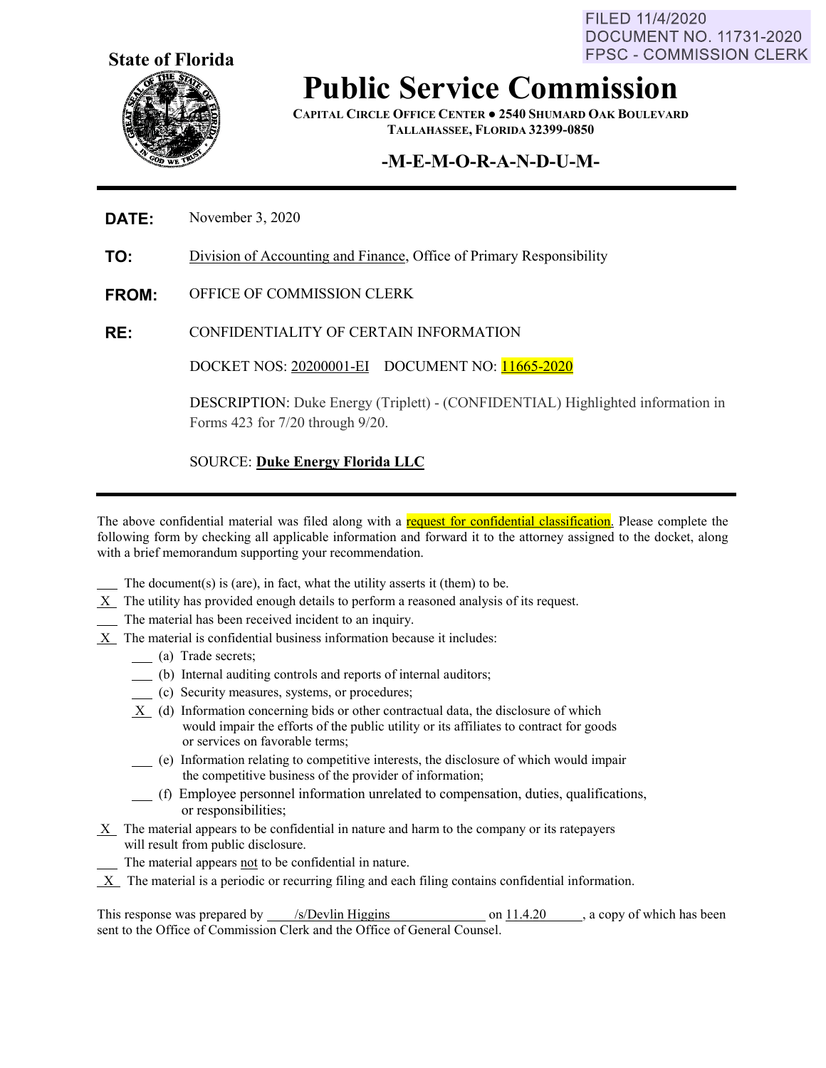FILED 11/4/2020
DOCUMENT NO. 11731-2020
FPSC - COMMISSION CLERK

**State of Florida**

# Public Service Commission

**CAPITAL CIRCLE OFFICE CENTER ● 2540 SHUMARD OAK BOULEVARD**
**TALLAHASSEE, FLORIDA 32399-0850**

## -M-E-M-O-R-A-N-D-U-M-

---

**DATE:** November 3, 2020

**TO:** Division of Accounting and Finance, Office of Primary Responsibility

**FROM:** OFFICE OF COMMISSION CLERK

**RE:** CONFIDENTIALITY OF CERTAIN INFORMATION

DOCKET NOS: 20200001-EI DOCUMENT NO: 11665-2020

DESCRIPTION: Duke Energy (Triplett) - (CONFIDENTIAL) Highlighted information in Forms 423 for 7/20 through 9/20.

SOURCE: **Duke Energy Florida LLC**

---

The above confidential material was filed along with a request for confidential classification. Please complete the following form by checking all applicable information and forward it to the attorney assigned to the docket, along with a brief memorandum supporting your recommendation.

\_\_\_ The document(s) is (are), in fact, what the utility asserts it (them) to be.
\_X\_ The utility has provided enough details to perform a reasoned analysis of its request.
\_\_\_ The material has been received incident to an inquiry.
\_X\_ The material is confidential business information because it includes:
- \_\_\_ (a) Trade secrets;
- \_\_\_ (b) Internal auditing controls and reports of internal auditors;
- \_\_\_ (c) Security measures, systems, or procedures;
- \_X\_ (d) Information concerning bids or other contractual data, the disclosure of which would impair the efforts of the public utility or its affiliates to contract for goods or services on favorable terms;
- \_\_\_ (e) Information relating to competitive interests, the disclosure of which would impair the competitive business of the provider of information;
- \_\_\_ (f) Employee personnel information unrelated to compensation, duties, qualifications, or responsibilities;

\_X\_ The material appears to be confidential in nature and harm to the company or its ratepayers will result from public disclosure.
\_\_\_ The material appears not to be confidential in nature.
\_X\_ The material is a periodic or recurring filing and each filing contains confidential information.

This response was prepared by /s/Devlin Higgins on 11.4.20, a copy of which has been sent to the Office of Commission Clerk and the Office of General Counsel.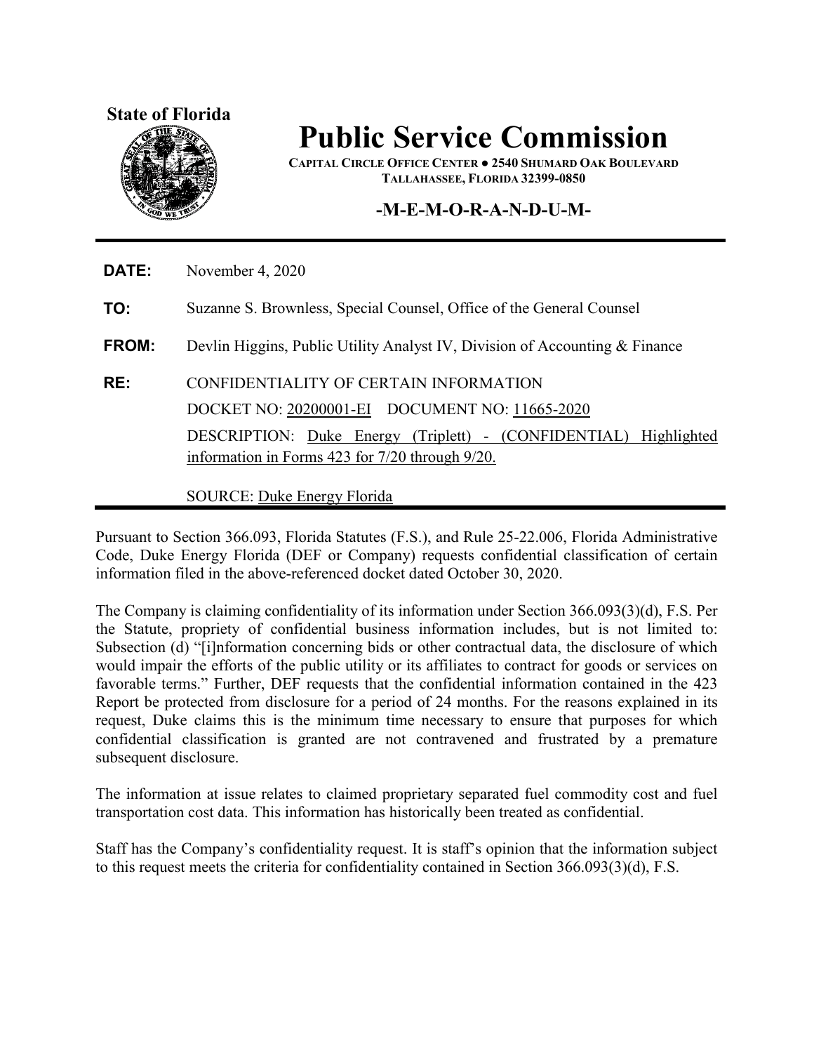**State of Florida**

# Public Service Commission

CAPITAL CIRCLE OFFICE CENTER ● 2540 SHUMARD OAK BOULEVARD
TALLAHASSEE, FLORIDA 32399-0850

## -M-E-M-O-R-A-N-D-U-M-

**DATE:** November 4, 2020

**TO:** Suzanne S. Brownless, Special Counsel, Office of the General Counsel

**FROM:** Devlin Higgins, Public Utility Analyst IV, Division of Accounting & Finance

**RE:** CONFIDENTIALITY OF CERTAIN INFORMATION
DOCKET NO: 20200001-EI DOCUMENT NO: 11665-2020
DESCRIPTION: Duke Energy (Triplett) - (CONFIDENTIAL) Highlighted information in Forms 423 for 7/20 through 9/20.

SOURCE: Duke Energy Florida

Pursuant to Section 366.093, Florida Statutes (F.S.), and Rule 25-22.006, Florida Administrative Code, Duke Energy Florida (DEF or Company) requests confidential classification of certain information filed in the above-referenced docket dated October 30, 2020.

The Company is claiming confidentiality of its information under Section 366.093(3)(d), F.S. Per the Statute, propriety of confidential business information includes, but is not limited to: Subsection (d) "[i]nformation concerning bids or other contractual data, the disclosure of which would impair the efforts of the public utility or its affiliates to contract for goods or services on favorable terms." Further, DEF requests that the confidential information contained in the 423 Report be protected from disclosure for a period of 24 months. For the reasons explained in its request, Duke claims this is the minimum time necessary to ensure that purposes for which confidential classification is granted are not contravened and frustrated by a premature subsequent disclosure.

The information at issue relates to claimed proprietary separated fuel commodity cost and fuel transportation cost data. This information has historically been treated as confidential.

Staff has the Company's confidentiality request. It is staff's opinion that the information subject to this request meets the criteria for confidentiality contained in Section 366.093(3)(d), F.S.